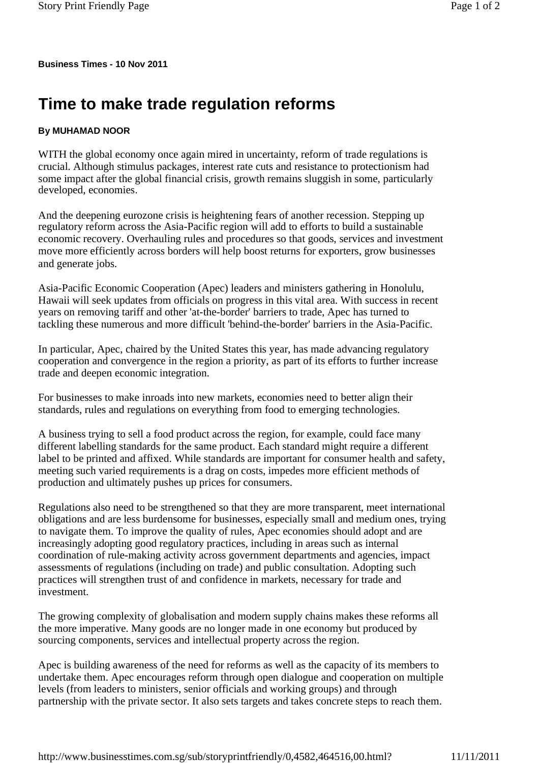**Business Times - 10 Nov 2011**

# Time to make trade regulation reforms

**By MUHAMAD NOOR**

WITH the global economy once again mired in uncertainty, reform of trade regulations is crucial. Although stimulus packages, interest rate cuts and resistance to protectionism had some impact after the global financial crisis, growth remains sluggish in some, particularly developed, economies.

And the deepening eurozone crisis is heightening fears of another recession. Stepping up regulatory reform across the Asia-Pacific region will add to efforts to build a sustainable economic recovery. Overhauling rules and procedures so that goods, services and investment move more efficiently across borders will help boost returns for exporters, grow businesses and generate jobs.

Asia-Pacific Economic Cooperation (Apec) leaders and ministers gathering in Honolulu, Hawaii will seek updates from officials on progress in this vital area. With success in recent years on removing tariff and other 'at-the-border' barriers to trade, Apec has turned to tackling these numerous and more difficult 'behind-the-border' barriers in the Asia-Pacific.

In particular, Apec, chaired by the United States this year, has made advancing regulatory cooperation and convergence in the region a priority, as part of its efforts to further increase trade and deepen economic integration.

For businesses to make inroads into new markets, economies need to better align their standards, rules and regulations on everything from food to emerging technologies.

A business trying to sell a food product across the region, for example, could face many different labelling standards for the same product. Each standard might require a different label to be printed and affixed. While standards are important for consumer health and safety, meeting such varied requirements is a drag on costs, impedes more efficient methods of production and ultimately pushes up prices for consumers.

Regulations also need to be strengthened so that they are more transparent, meet international obligations and are less burdensome for businesses, especially small and medium ones, trying to navigate them. To improve the quality of rules, Apec economies should adopt and are increasingly adopting good regulatory practices, including in areas such as internal coordination of rule-making activity across government departments and agencies, impact assessments of regulations (including on trade) and public consultation. Adopting such practices will strengthen trust of and confidence in markets, necessary for trade and investment.

The growing complexity of globalisation and modern supply chains makes these reforms all the more imperative. Many goods are no longer made in one economy but produced by sourcing components, services and intellectual property across the region.

Apec is building awareness of the need for reforms as well as the capacity of its members to undertake them. Apec encourages reform through open dialogue and cooperation on multiple levels (from leaders to ministers, senior officials and working groups) and through partnership with the private sector. It also sets targets and takes concrete steps to reach them.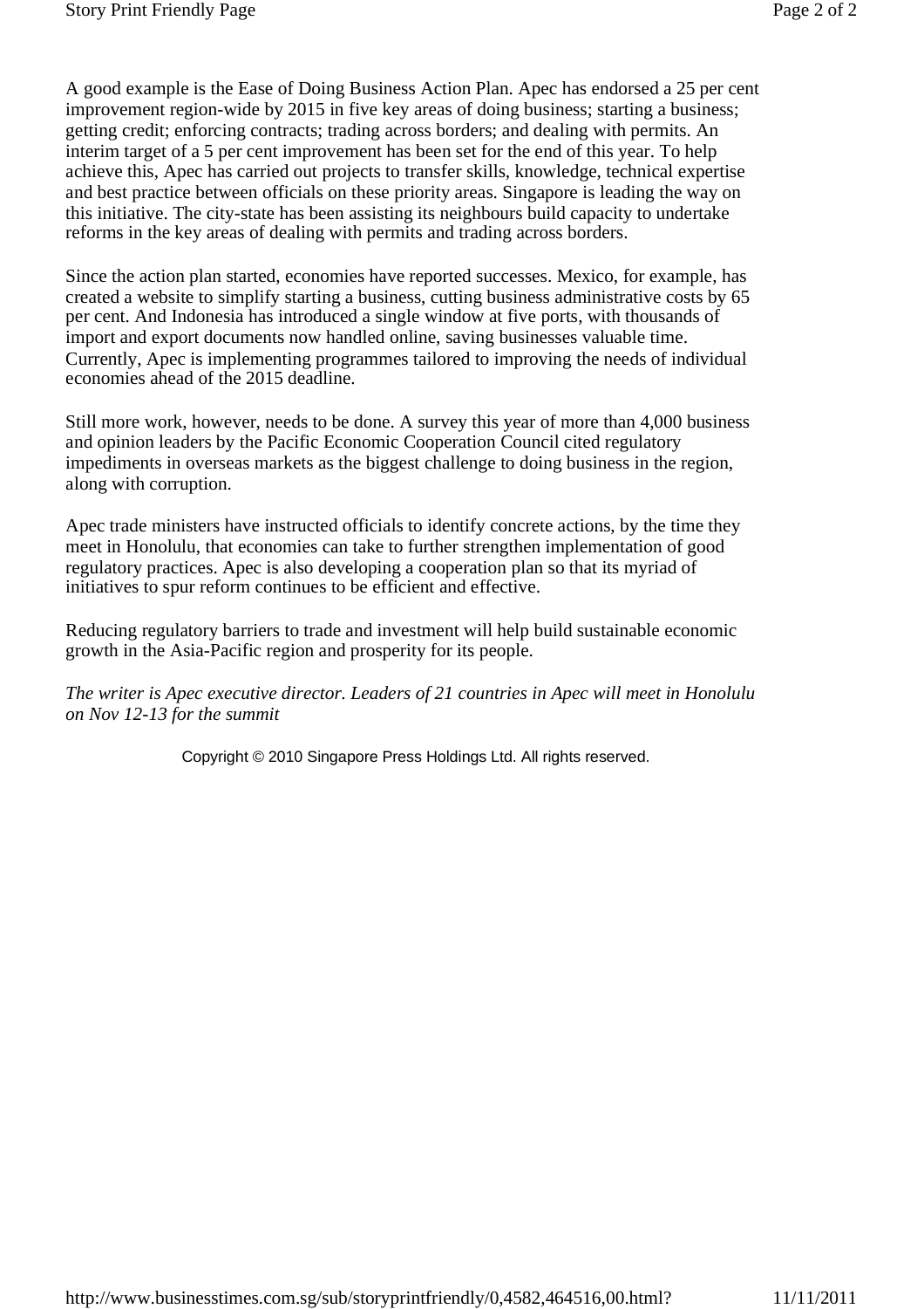A good example is the Ease of Doing Business Action Plan. Apec has endorsed a 25 per cent improvement region-wide by 2015 in five key areas of doing business; starting a business; getting credit; enforcing contracts; trading across borders; and dealing with permits. An interim target of a 5 per cent improvement has been set for the end of this year. To help achieve this, Apec has carried out projects to transfer skills, knowledge, technical expertise and best practice between officials on these priority areas. Singapore is leading the way on this initiative. The city-state has been assisting its neighbours build capacity to undertake reforms in the key areas of dealing with permits and trading across borders.

Since the action plan started, economies have reported successes. Mexico, for example, has created a website to simplify starting a business, cutting business administrative costs by 65 per cent. And Indonesia has introduced a single window at five ports, with thousands of import and export documents now handled online, saving businesses valuable time. Currently, Apec is implementing programmes tailored to improving the needs of individual economies ahead of the 2015 deadline.

Still more work, however, needs to be done. A survey this year of more than 4,000 business and opinion leaders by the Pacific Economic Cooperation Council cited regulatory impediments in overseas markets as the biggest challenge to doing business in the region, along with corruption.

Apec trade ministers have instructed officials to identify concrete actions, by the time they meet in Honolulu, that economies can take to further strengthen implementation of good regulatory practices. Apec is also developing a cooperation plan so that its myriad of initiatives to spur reform continues to be efficient and effective.

Reducing regulatory barriers to trade and investment will help build sustainable economic growth in the Asia-Pacific region and prosperity for its people.

*The writer is Apec executive director. Leaders of 21 countries in Apec will meet in Honolulu on Nov 12-13 for the summit*

Copyright © 2010 Singapore Press Holdings Ltd. All rights reserved.